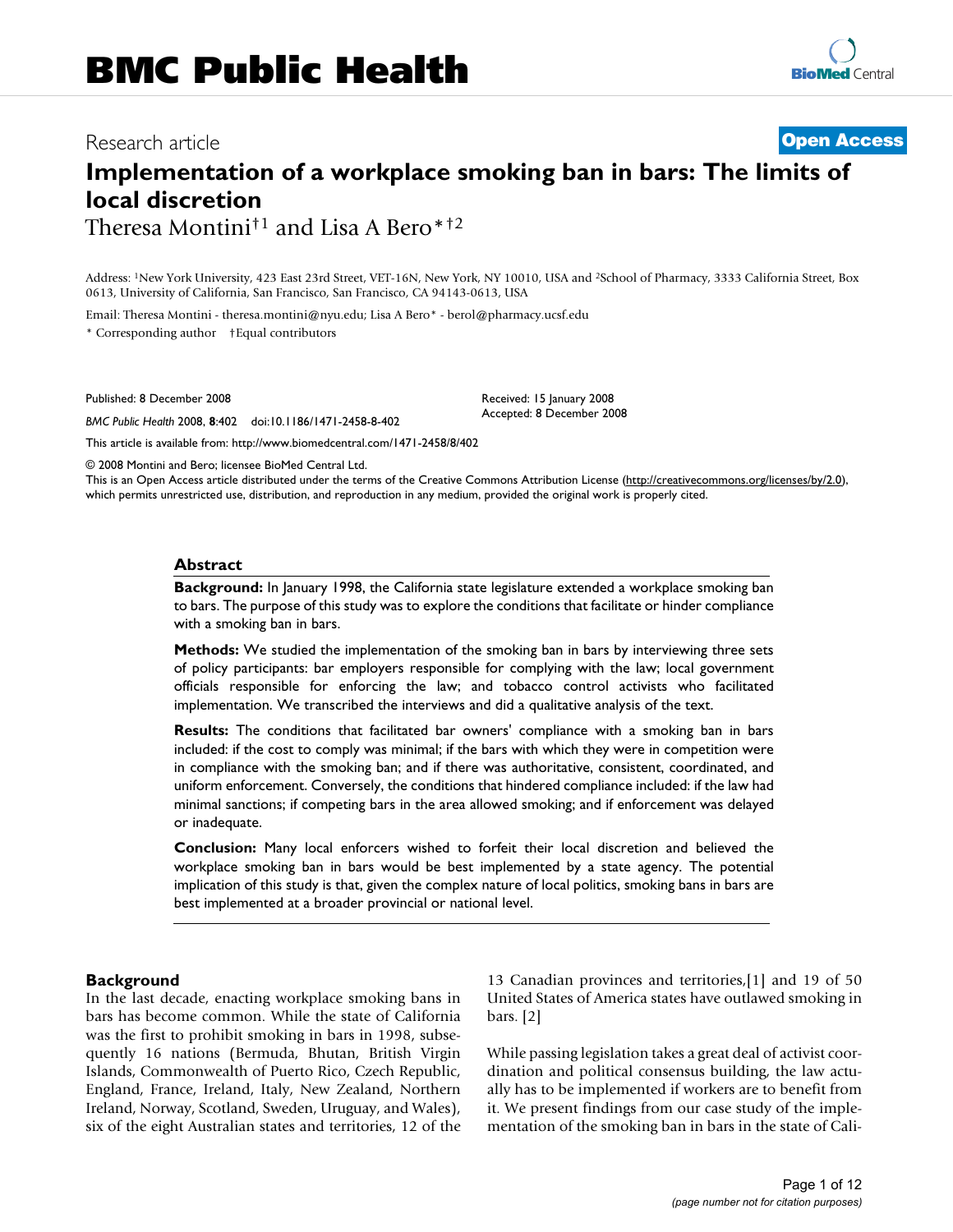# Implementation of a workplace smoking ban in bars: The limits of local discretion

Research article — Open Access

Theresa Montini†[1] and Lisa A Bero*†[2]

Address: [1]New York University, 423 East 23rd Street, VET-16N, New York, NY 10010, USA and [2]School of Pharmacy, 3333 California Street, Box 0613, University of California, San Francisco, San Francisco, CA 94143-0613, USA

Email: Theresa Montini - theresa.montini@nyu.edu; Lisa A Bero* - berol@pharmacy.ucsf.edu

\* Corresponding author †Equal contributors

Published: 8 December 2008

Received: 15 January 2008
Accepted: 8 December 2008

*BMC Public Health* 2008, **8**:402 doi:10.1186/1471-2458-8-402

This article is available from: http://www.biomedcentral.com/1471-2458/8/402

© 2008 Montini and Bero; licensee BioMed Central Ltd.
This is an Open Access article distributed under the terms of the Creative Commons Attribution License (http://creativecommons.org/licenses/by/2.0), which permits unrestricted use, distribution, and reproduction in any medium, provided the original work is properly cited.

## Abstract

**Background:** In January 1998, the California state legislature extended a workplace smoking ban to bars. The purpose of this study was to explore the conditions that facilitate or hinder compliance with a smoking ban in bars.

**Methods:** We studied the implementation of the smoking ban in bars by interviewing three sets of policy participants: bar employers responsible for complying with the law; local government officials responsible for enforcing the law; and tobacco control activists who facilitated implementation. We transcribed the interviews and did a qualitative analysis of the text.

**Results:** The conditions that facilitated bar owners' compliance with a smoking ban in bars included: if the cost to comply was minimal; if the bars with which they were in competition were in compliance with the smoking ban; and if there was authoritative, consistent, coordinated, and uniform enforcement. Conversely, the conditions that hindered compliance included: if the law had minimal sanctions; if competing bars in the area allowed smoking; and if enforcement was delayed or inadequate.

**Conclusion:** Many local enforcers wished to forfeit their local discretion and believed the workplace smoking ban in bars would be best implemented by a state agency. The potential implication of this study is that, given the complex nature of local politics, smoking bans in bars are best implemented at a broader provincial or national level.

## Background

In the last decade, enacting workplace smoking bans in bars has become common. While the state of California was the first to prohibit smoking in bars in 1998, subsequently 16 nations (Bermuda, Bhutan, British Virgin Islands, Commonwealth of Puerto Rico, Czech Republic, England, France, Ireland, Italy, New Zealand, Northern Ireland, Norway, Scotland, Sweden, Uruguay, and Wales), six of the eight Australian states and territories, 12 of the 13 Canadian provinces and territories,[1] and 19 of 50 United States of America states have outlawed smoking in bars. [2]

While passing legislation takes a great deal of activist coordination and political consensus building, the law actually has to be implemented if workers are to benefit from it. We present findings from our case study of the implementation of the smoking ban in bars in the state of Cali-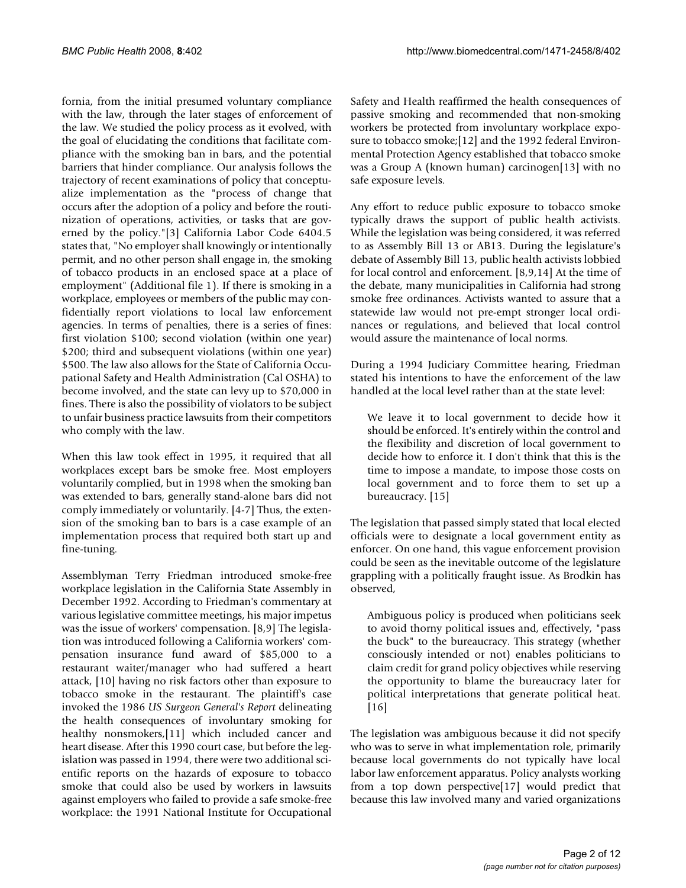fornia, from the initial presumed voluntary compliance with the law, through the later stages of enforcement of the law. We studied the policy process as it evolved, with the goal of elucidating the conditions that facilitate compliance with the smoking ban in bars, and the potential barriers that hinder compliance. Our analysis follows the trajectory of recent examinations of policy that conceptualize implementation as the "process of change that occurs after the adoption of a policy and before the routinization of operations, activities, or tasks that are governed by the policy."[3] California Labor Code 6404.5 states that, "No employer shall knowingly or intentionally permit, and no other person shall engage in, the smoking of tobacco products in an enclosed space at a place of employment" (Additional file 1). If there is smoking in a workplace, employees or members of the public may confidentially report violations to local law enforcement agencies. In terms of penalties, there is a series of fines: first violation $100; second violation (within one year) $200; third and subsequent violations (within one year) $500. The law also allows for the State of California Occupational Safety and Health Administration (Cal OSHA) to become involved, and the state can levy up to $70,000 in fines. There is also the possibility of violators to be subject to unfair business practice lawsuits from their competitors who comply with the law.

When this law took effect in 1995, it required that all workplaces except bars be smoke free. Most employers voluntarily complied, but in 1998 when the smoking ban was extended to bars, generally stand-alone bars did not comply immediately or voluntarily. [4-7] Thus, the extension of the smoking ban to bars is a case example of an implementation process that required both start up and fine-tuning.

Assemblyman Terry Friedman introduced smoke-free workplace legislation in the California State Assembly in December 1992. According to Friedman's commentary at various legislative committee meetings, his major impetus was the issue of workers' compensation. [8,9] The legislation was introduced following a California workers' compensation insurance fund award of $85,000 to a restaurant waiter/manager who had suffered a heart attack, [10] having no risk factors other than exposure to tobacco smoke in the restaurant. The plaintiff's case invoked the 1986 *US Surgeon General's Report* delineating the health consequences of involuntary smoking for healthy nonsmokers,[11] which included cancer and heart disease. After this 1990 court case, but before the legislation was passed in 1994, there were two additional scientific reports on the hazards of exposure to tobacco smoke that could also be used by workers in lawsuits against employers who failed to provide a safe smoke-free workplace: the 1991 National Institute for Occupational Safety and Health reaffirmed the health consequences of passive smoking and recommended that non-smoking workers be protected from involuntary workplace exposure to tobacco smoke;[12] and the 1992 federal Environmental Protection Agency established that tobacco smoke was a Group A (known human) carcinogen[13] with no safe exposure levels.

Any effort to reduce public exposure to tobacco smoke typically draws the support of public health activists. While the legislation was being considered, it was referred to as Assembly Bill 13 or AB13. During the legislature's debate of Assembly Bill 13, public health activists lobbied for local control and enforcement. [8,9,14] At the time of the debate, many municipalities in California had strong smoke free ordinances. Activists wanted to assure that a statewide law would not pre-empt stronger local ordinances or regulations, and believed that local control would assure the maintenance of local norms.

During a 1994 Judiciary Committee hearing, Friedman stated his intentions to have the enforcement of the law handled at the local level rather than at the state level:

> We leave it to local government to decide how it should be enforced. It's entirely within the control and the flexibility and discretion of local government to decide how to enforce it. I don't think that this is the time to impose a mandate, to impose those costs on local government and to force them to set up a bureaucracy. [15]

The legislation that passed simply stated that local elected officials were to designate a local government entity as enforcer. On one hand, this vague enforcement provision could be seen as the inevitable outcome of the legislature grappling with a politically fraught issue. As Brodkin has observed,

> Ambiguous policy is produced when politicians seek to avoid thorny political issues and, effectively, "pass the buck" to the bureaucracy. This strategy (whether consciously intended or not) enables politicians to claim credit for grand policy objectives while reserving the opportunity to blame the bureaucracy later for political interpretations that generate political heat. [16]

The legislation was ambiguous because it did not specify who was to serve in what implementation role, primarily because local governments do not typically have local labor law enforcement apparatus. Policy analysts working from a top down perspective[17] would predict that because this law involved many and varied organizations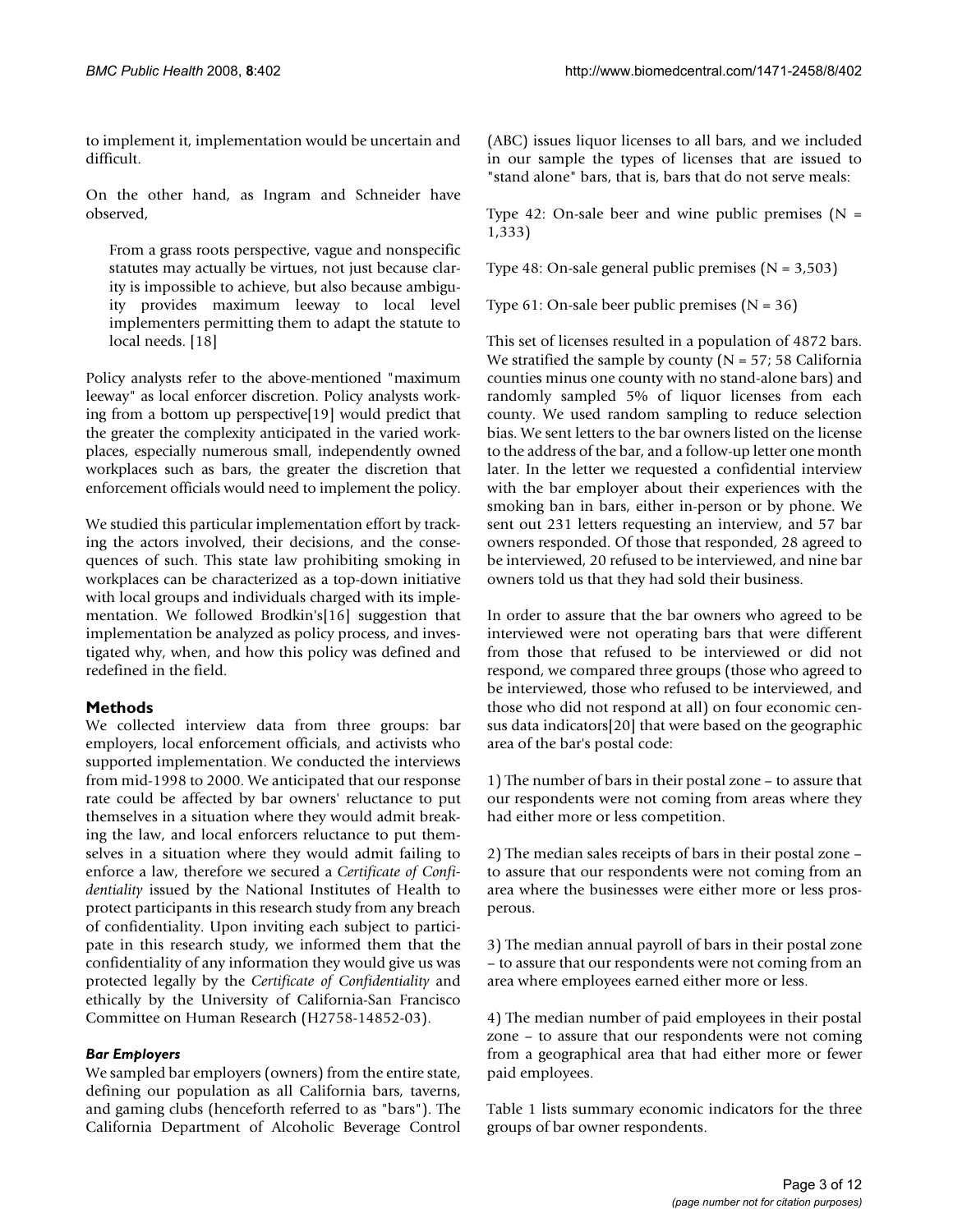to implement it, implementation would be uncertain and difficult.

On the other hand, as Ingram and Schneider have observed,

> From a grass roots perspective, vague and nonspecific statutes may actually be virtues, not just because clarity is impossible to achieve, but also because ambiguity provides maximum leeway to local level implementers permitting them to adapt the statute to local needs. [18]

Policy analysts refer to the above-mentioned "maximum leeway" as local enforcer discretion. Policy analysts working from a bottom up perspective[19] would predict that the greater the complexity anticipated in the varied workplaces, especially numerous small, independently owned workplaces such as bars, the greater the discretion that enforcement officials would need to implement the policy.

We studied this particular implementation effort by tracking the actors involved, their decisions, and the consequences of such. This state law prohibiting smoking in workplaces can be characterized as a top-down initiative with local groups and individuals charged with its implementation. We followed Brodkin's[16] suggestion that implementation be analyzed as policy process, and investigated why, when, and how this policy was defined and redefined in the field.

## Methods

We collected interview data from three groups: bar employers, local enforcement officials, and activists who supported implementation. We conducted the interviews from mid-1998 to 2000. We anticipated that our response rate could be affected by bar owners' reluctance to put themselves in a situation where they would admit breaking the law, and local enforcers reluctance to put themselves in a situation where they would admit failing to enforce a law, therefore we secured a *Certificate of Confidentiality* issued by the National Institutes of Health to protect participants in this research study from any breach of confidentiality. Upon inviting each subject to participate in this research study, we informed them that the confidentiality of any information they would give us was protected legally by the *Certificate of Confidentiality* and ethically by the University of California-San Francisco Committee on Human Research (H2758-14852-03).

### *Bar Employers*

We sampled bar employers (owners) from the entire state, defining our population as all California bars, taverns, and gaming clubs (henceforth referred to as "bars"). The California Department of Alcoholic Beverage Control (ABC) issues liquor licenses to all bars, and we included in our sample the types of licenses that are issued to "stand alone" bars, that is, bars that do not serve meals:

Type 42: On-sale beer and wine public premises (N = 1,333)

Type 48: On-sale general public premises (N = 3,503)

Type 61: On-sale beer public premises (N = 36)

This set of licenses resulted in a population of 4872 bars. We stratified the sample by county (N = 57; 58 California counties minus one county with no stand-alone bars) and randomly sampled 5% of liquor licenses from each county. We used random sampling to reduce selection bias. We sent letters to the bar owners listed on the license to the address of the bar, and a follow-up letter one month later. In the letter we requested a confidential interview with the bar employer about their experiences with the smoking ban in bars, either in-person or by phone. We sent out 231 letters requesting an interview, and 57 bar owners responded. Of those that responded, 28 agreed to be interviewed, 20 refused to be interviewed, and nine bar owners told us that they had sold their business.

In order to assure that the bar owners who agreed to be interviewed were not operating bars that were different from those that refused to be interviewed or did not respond, we compared three groups (those who agreed to be interviewed, those who refused to be interviewed, and those who did not respond at all) on four economic census data indicators[20] that were based on the geographic area of the bar's postal code:

1) The number of bars in their postal zone – to assure that our respondents were not coming from areas where they had either more or less competition.

2) The median sales receipts of bars in their postal zone – to assure that our respondents were not coming from an area where the businesses were either more or less prosperous.

3) The median annual payroll of bars in their postal zone – to assure that our respondents were not coming from an area where employees earned either more or less.

4) The median number of paid employees in their postal zone – to assure that our respondents were not coming from a geographical area that had either more or fewer paid employees.

Table 1 lists summary economic indicators for the three groups of bar owner respondents.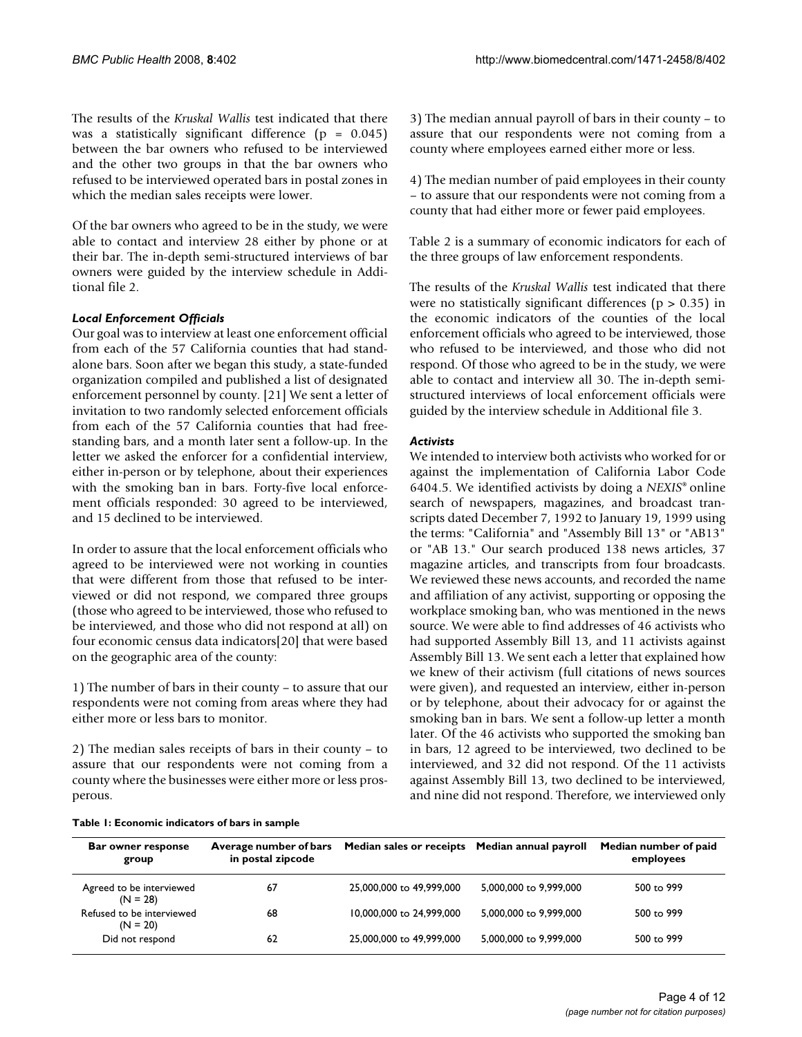The results of the *Kruskal Wallis* test indicated that there was a statistically significant difference ($p = 0.045$) between the bar owners who refused to be interviewed and the other two groups in that the bar owners who refused to be interviewed operated bars in postal zones in which the median sales receipts were lower.

Of the bar owners who agreed to be in the study, we were able to contact and interview 28 either by phone or at their bar. The in-depth semi-structured interviews of bar owners were guided by the interview schedule in Additional file 2.

### *Local Enforcement Officials*

Our goal was to interview at least one enforcement official from each of the 57 California counties that had standalone bars. Soon after we began this study, a state-funded organization compiled and published a list of designated enforcement personnel by county. [21] We sent a letter of invitation to two randomly selected enforcement officials from each of the 57 California counties that had freestanding bars, and a month later sent a follow-up. In the letter we asked the enforcer for a confidential interview, either in-person or by telephone, about their experiences with the smoking ban in bars. Forty-five local enforcement officials responded: 30 agreed to be interviewed, and 15 declined to be interviewed.

In order to assure that the local enforcement officials who agreed to be interviewed were not working in counties that were different from those that refused to be interviewed or did not respond, we compared three groups (those who agreed to be interviewed, those who refused to be interviewed, and those who did not respond at all) on four economic census data indicators[20] that were based on the geographic area of the county:

1) The number of bars in their county – to assure that our respondents were not coming from areas where they had either more or less bars to monitor.

2) The median sales receipts of bars in their county – to assure that our respondents were not coming from a county where the businesses were either more or less prosperous.

3) The median annual payroll of bars in their county – to assure that our respondents were not coming from a county where employees earned either more or less.

4) The median number of paid employees in their county – to assure that our respondents were not coming from a county that had either more or fewer paid employees.

Table 2 is a summary of economic indicators for each of the three groups of law enforcement respondents.

The results of the *Kruskal Wallis* test indicated that there were no statistically significant differences ($p > 0.35$) in the economic indicators of the counties of the local enforcement officials who agreed to be interviewed, those who refused to be interviewed, and those who did not respond. Of those who agreed to be in the study, we were able to contact and interview all 30. The in-depth semi-structured interviews of local enforcement officials were guided by the interview schedule in Additional file 3.

### *Activists*

We intended to interview both activists who worked for or against the implementation of California Labor Code 6404.5. We identified activists by doing a *NEXIS*® online search of newspapers, magazines, and broadcast transcripts dated December 7, 1992 to January 19, 1999 using the terms: "California" and "Assembly Bill 13" or "AB13" or "AB 13." Our search produced 138 news articles, 37 magazine articles, and transcripts from four broadcasts. We reviewed these news accounts, and recorded the name and affiliation of any activist, supporting or opposing the workplace smoking ban, who was mentioned in the news source. We were able to find addresses of 46 activists who had supported Assembly Bill 13, and 11 activists against Assembly Bill 13. We sent each a letter that explained how we knew of their activism (full citations of news sources were given), and requested an interview, either in-person or by telephone, about their advocacy for or against the smoking ban in bars. We sent a follow-up letter a month later. Of the 46 activists who supported the smoking ban in bars, 12 agreed to be interviewed, two declined to be interviewed, and 32 did not respond. Of the 11 activists against Assembly Bill 13, two declined to be interviewed, and nine did not respond. Therefore, we interviewed only

**Table 1: Economic indicators of bars in sample**

| Bar owner response group | Average number of bars in postal zipcode | Median sales or receipts | Median annual payroll | Median number of paid employees |
|---|---|---|---|---|
| Agreed to be interviewed (N = 28) | 67 | 25,000,000 to 49,999,000 | 5,000,000 to 9,999,000 | 500 to 999 |
| Refused to be interviewed (N = 20) | 68 | 10,000,000 to 24,999,000 | 5,000,000 to 9,999,000 | 500 to 999 |
| Did not respond | 62 | 25,000,000 to 49,999,000 | 5,000,000 to 9,999,000 | 500 to 999 |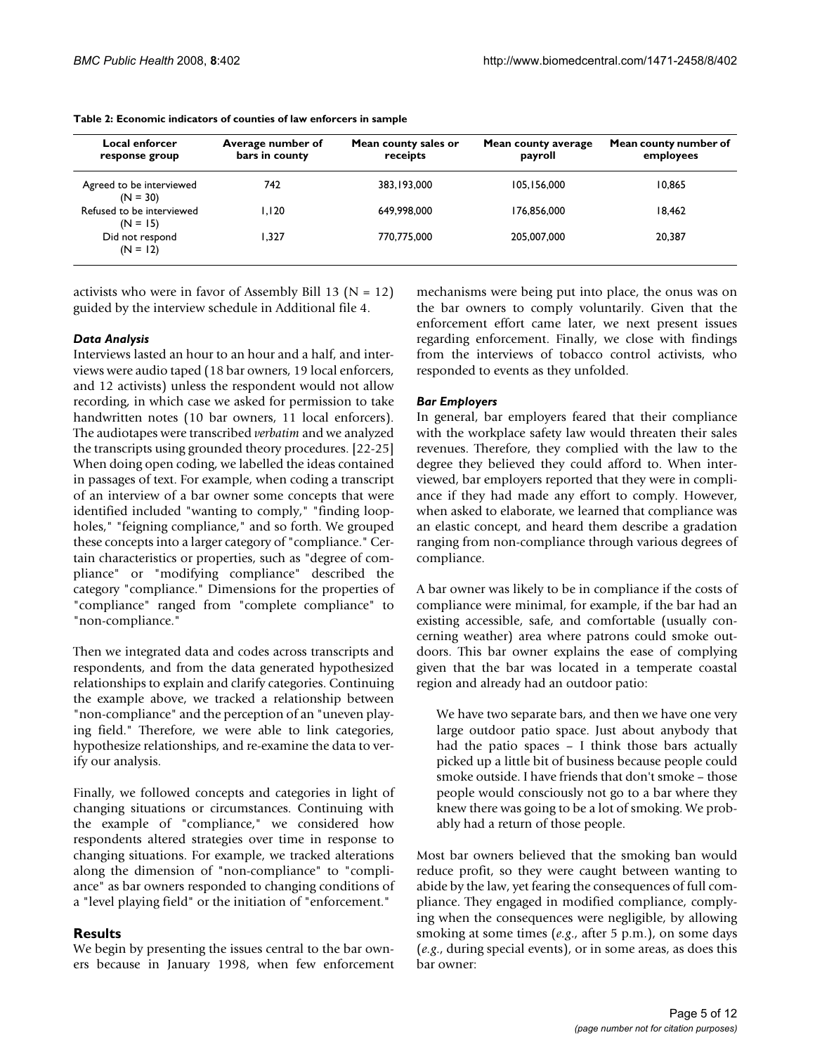**Table 2: Economic indicators of counties of law enforcers in sample**

| Local enforcer response group | Average number of bars in county | Mean county sales or receipts | Mean county average payroll | Mean county number of employees |
| --- | --- | --- | --- | --- |
| Agreed to be interviewed (N = 30) | 742 | 383,193,000 | 105,156,000 | 10,865 |
| Refused to be interviewed (N = 15) | 1,120 | 649,998,000 | 176,856,000 | 18,462 |
| Did not respond (N = 12) | 1,327 | 770,775,000 | 205,007,000 | 20,387 |

activists who were in favor of Assembly Bill 13 (N = 12) guided by the interview schedule in Additional file 4.

### *Data Analysis*

Interviews lasted an hour to an hour and a half, and interviews were audio taped (18 bar owners, 19 local enforcers, and 12 activists) unless the respondent would not allow recording, in which case we asked for permission to take handwritten notes (10 bar owners, 11 local enforcers). The audiotapes were transcribed *verbatim* and we analyzed the transcripts using grounded theory procedures. [22-25] When doing open coding, we labelled the ideas contained in passages of text. For example, when coding a transcript of an interview of a bar owner some concepts that were identified included "wanting to comply," "finding loopholes," "feigning compliance," and so forth. We grouped these concepts into a larger category of "compliance." Certain characteristics or properties, such as "degree of compliance" or "modifying compliance" described the category "compliance." Dimensions for the properties of "compliance" ranged from "complete compliance" to "non-compliance."

Then we integrated data and codes across transcripts and respondents, and from the data generated hypothesized relationships to explain and clarify categories. Continuing the example above, we tracked a relationship between "non-compliance" and the perception of an "uneven playing field." Therefore, we were able to link categories, hypothesize relationships, and re-examine the data to verify our analysis.

Finally, we followed concepts and categories in light of changing situations or circumstances. Continuing with the example of "compliance," we considered how respondents altered strategies over time in response to changing situations. For example, we tracked alterations along the dimension of "non-compliance" to "compliance" as bar owners responded to changing conditions of a "level playing field" or the initiation of "enforcement."

## Results

We begin by presenting the issues central to the bar owners because in January 1998, when few enforcement mechanisms were being put into place, the onus was on the bar owners to comply voluntarily. Given that the enforcement effort came later, we next present issues regarding enforcement. Finally, we close with findings from the interviews of tobacco control activists, who responded to events as they unfolded.

### *Bar Employers*

In general, bar employers feared that their compliance with the workplace safety law would threaten their sales revenues. Therefore, they complied with the law to the degree they believed they could afford to. When interviewed, bar employers reported that they were in compliance if they had made any effort to comply. However, when asked to elaborate, we learned that compliance was an elastic concept, and heard them describe a gradation ranging from non-compliance through various degrees of compliance.

A bar owner was likely to be in compliance if the costs of compliance were minimal, for example, if the bar had an existing accessible, safe, and comfortable (usually concerning weather) area where patrons could smoke outdoors. This bar owner explains the ease of complying given that the bar was located in a temperate coastal region and already had an outdoor patio:

> We have two separate bars, and then we have one very large outdoor patio space. Just about anybody that had the patio spaces – I think those bars actually picked up a little bit of business because people could smoke outside. I have friends that don't smoke – those people would consciously not go to a bar where they knew there was going to be a lot of smoking. We probably had a return of those people.

Most bar owners believed that the smoking ban would reduce profit, so they were caught between wanting to abide by the law, yet fearing the consequences of full compliance. They engaged in modified compliance, complying when the consequences were negligible, by allowing smoking at some times (*e.g.*, after 5 p.m.), on some days (*e.g.*, during special events), or in some areas, as does this bar owner: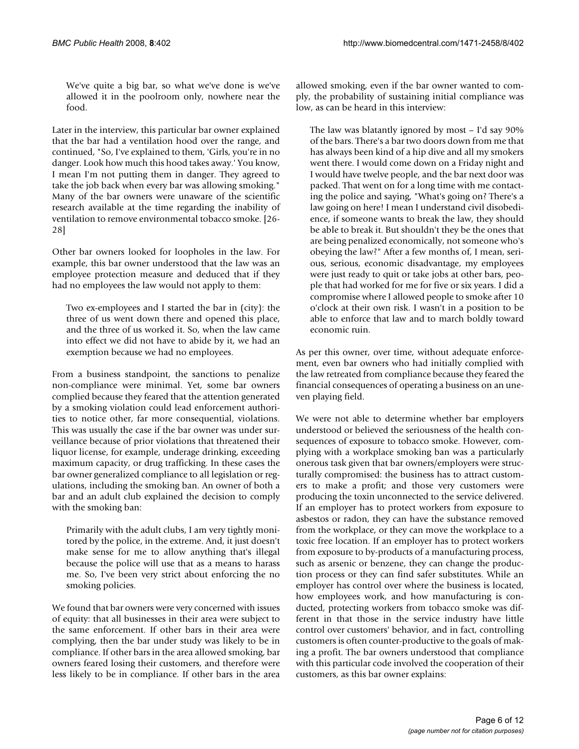> We've quite a big bar, so what we've done is we've allowed it in the poolroom only, nowhere near the food.

Later in the interview, this particular bar owner explained that the bar had a ventilation hood over the range, and continued, "So, I've explained to them, 'Girls, you're in no danger. Look how much this hood takes away.' You know, I mean I'm not putting them in danger. They agreed to take the job back when every bar was allowing smoking." Many of the bar owners were unaware of the scientific research available at the time regarding the inability of ventilation to remove environmental tobacco smoke. [26-28]

Other bar owners looked for loopholes in the law. For example, this bar owner understood that the law was an employee protection measure and deduced that if they had no employees the law would not apply to them:

> Two ex-employees and I started the bar in (city): the three of us went down there and opened this place, and the three of us worked it. So, when the law came into effect we did not have to abide by it, we had an exemption because we had no employees.

From a business standpoint, the sanctions to penalize non-compliance were minimal. Yet, some bar owners complied because they feared that the attention generated by a smoking violation could lead enforcement authorities to notice other, far more consequential, violations. This was usually the case if the bar owner was under surveillance because of prior violations that threatened their liquor license, for example, underage drinking, exceeding maximum capacity, or drug trafficking. In these cases the bar owner generalized compliance to all legislation or regulations, including the smoking ban. An owner of both a bar and an adult club explained the decision to comply with the smoking ban:

> Primarily with the adult clubs, I am very tightly monitored by the police, in the extreme. And, it just doesn't make sense for me to allow anything that's illegal because the police will use that as a means to harass me. So, I've been very strict about enforcing the no smoking policies.

We found that bar owners were very concerned with issues of equity: that all businesses in their area were subject to the same enforcement. If other bars in their area were complying, then the bar under study was likely to be in compliance. If other bars in the area allowed smoking, bar owners feared losing their customers, and therefore were less likely to be in compliance. If other bars in the area allowed smoking, even if the bar owner wanted to comply, the probability of sustaining initial compliance was low, as can be heard in this interview:

> The law was blatantly ignored by most – I'd say 90% of the bars. There's a bar two doors down from me that has always been kind of a hip dive and all my smokers went there. I would come down on a Friday night and I would have twelve people, and the bar next door was packed. That went on for a long time with me contacting the police and saying, "What's going on? There's a law going on here! I mean I understand civil disobedience, if someone wants to break the law, they should be able to break it. But shouldn't they be the ones that are being penalized economically, not someone who's obeying the law?" After a few months of, I mean, serious, serious, economic disadvantage, my employees were just ready to quit or take jobs at other bars, people that had worked for me for five or six years. I did a compromise where I allowed people to smoke after 10 o'clock at their own risk. I wasn't in a position to be able to enforce that law and to march boldly toward economic ruin.

As per this owner, over time, without adequate enforcement, even bar owners who had initially complied with the law retreated from compliance because they feared the financial consequences of operating a business on an uneven playing field.

We were not able to determine whether bar employers understood or believed the seriousness of the health consequences of exposure to tobacco smoke. However, complying with a workplace smoking ban was a particularly onerous task given that bar owners/employers were structurally compromised: the business has to attract customers to make a profit; and those very customers were producing the toxin unconnected to the service delivered. If an employer has to protect workers from exposure to asbestos or radon, they can have the substance removed from the workplace, or they can move the workplace to a toxic free location. If an employer has to protect workers from exposure to by-products of a manufacturing process, such as arsenic or benzene, they can change the production process or they can find safer substitutes. While an employer has control over where the business is located, how employees work, and how manufacturing is conducted, protecting workers from tobacco smoke was different in that those in the service industry have little control over customers' behavior, and in fact, controlling customers is often counter-productive to the goals of making a profit. The bar owners understood that compliance with this particular code involved the cooperation of their customers, as this bar owner explains: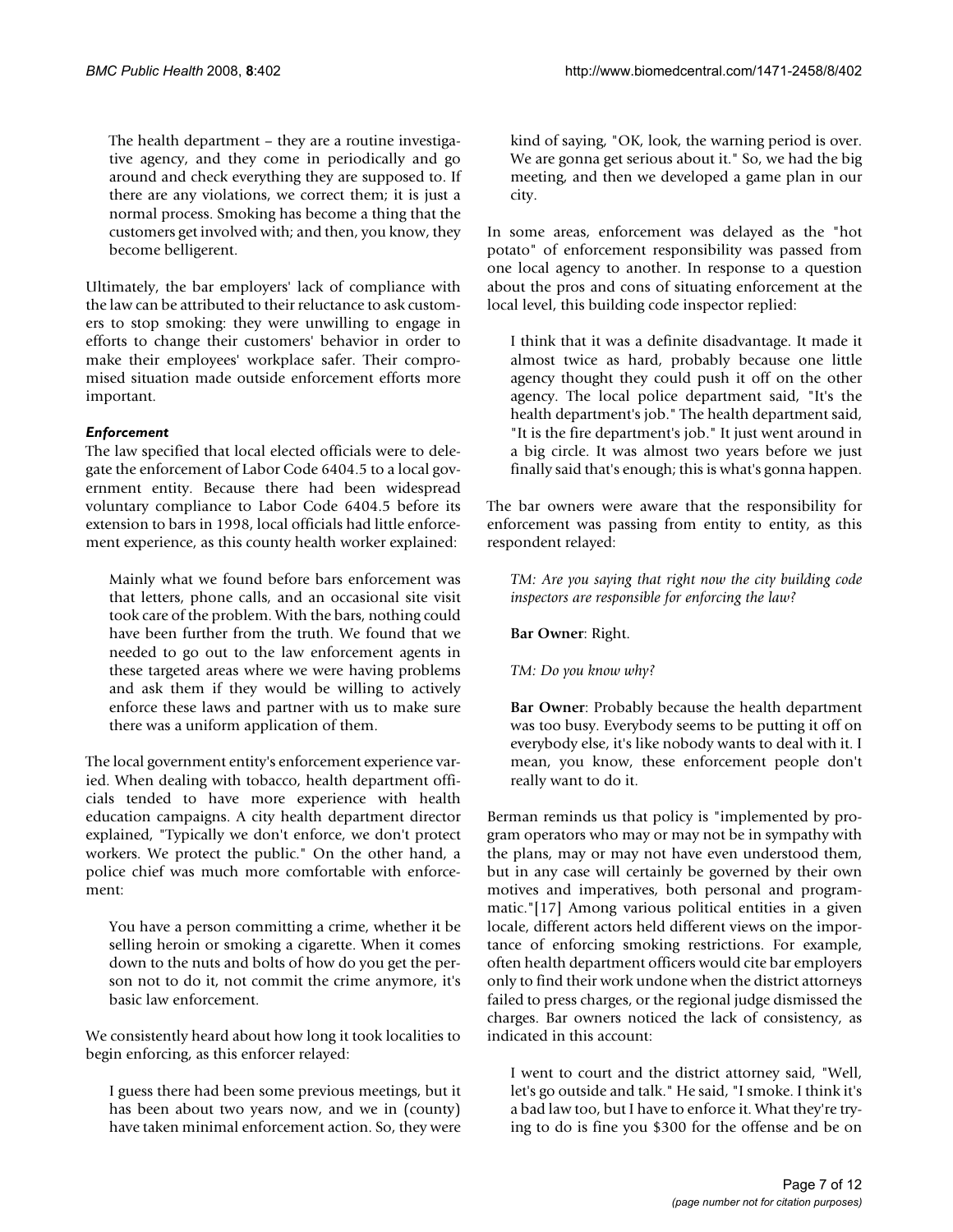> The health department – they are a routine investigative agency, and they come in periodically and go around and check everything they are supposed to. If there are any violations, we correct them; it is just a normal process. Smoking has become a thing that the customers get involved with; and then, you know, they become belligerent.

Ultimately, the bar employers' lack of compliance with the law can be attributed to their reluctance to ask customers to stop smoking: they were unwilling to engage in efforts to change their customers' behavior in order to make their employees' workplace safer. Their compromised situation made outside enforcement efforts more important.

### *Enforcement*

The law specified that local elected officials were to delegate the enforcement of Labor Code 6404.5 to a local government entity. Because there had been widespread voluntary compliance to Labor Code 6404.5 before its extension to bars in 1998, local officials had little enforcement experience, as this county health worker explained:

> Mainly what we found before bars enforcement was that letters, phone calls, and an occasional site visit took care of the problem. With the bars, nothing could have been further from the truth. We found that we needed to go out to the law enforcement agents in these targeted areas where we were having problems and ask them if they would be willing to actively enforce these laws and partner with us to make sure there was a uniform application of them.

The local government entity's enforcement experience varied. When dealing with tobacco, health department officials tended to have more experience with health education campaigns. A city health department director explained, "Typically we don't enforce, we don't protect workers. We protect the public." On the other hand, a police chief was much more comfortable with enforcement:

> You have a person committing a crime, whether it be selling heroin or smoking a cigarette. When it comes down to the nuts and bolts of how do you get the person not to do it, not commit the crime anymore, it's basic law enforcement.

We consistently heard about how long it took localities to begin enforcing, as this enforcer relayed:

> I guess there had been some previous meetings, but it has been about two years now, and we in (county) have taken minimal enforcement action. So, they were kind of saying, "OK, look, the warning period is over. We are gonna get serious about it." So, we had the big meeting, and then we developed a game plan in our city.

In some areas, enforcement was delayed as the "hot potato" of enforcement responsibility was passed from one local agency to another. In response to a question about the pros and cons of situating enforcement at the local level, this building code inspector replied:

> I think that it was a definite disadvantage. It made it almost twice as hard, probably because one little agency thought they could push it off on the other agency. The local police department said, "It's the health department's job." The health department said, "It is the fire department's job." It just went around in a big circle. It was almost two years before we just finally said that's enough; this is what's gonna happen.

The bar owners were aware that the responsibility for enforcement was passing from entity to entity, as this respondent relayed:

> *TM: Are you saying that right now the city building code inspectors are responsible for enforcing the law?*
>
> **Bar Owner**: Right.
>
> *TM: Do you know why?*
>
> **Bar Owner**: Probably because the health department was too busy. Everybody seems to be putting it off on everybody else, it's like nobody wants to deal with it. I mean, you know, these enforcement people don't really want to do it.

Berman reminds us that policy is "implemented by program operators who may or may not be in sympathy with the plans, may or may not have even understood them, but in any case will certainly be governed by their own motives and imperatives, both personal and programmatic."[17] Among various political entities in a given locale, different actors held different views on the importance of enforcing smoking restrictions. For example, often health department officers would cite bar employers only to find their work undone when the district attorneys failed to press charges, or the regional judge dismissed the charges. Bar owners noticed the lack of consistency, as indicated in this account:

> I went to court and the district attorney said, "Well, let's go outside and talk." He said, "I smoke. I think it's a bad law too, but I have to enforce it. What they're trying to do is fine you $300 for the offense and be on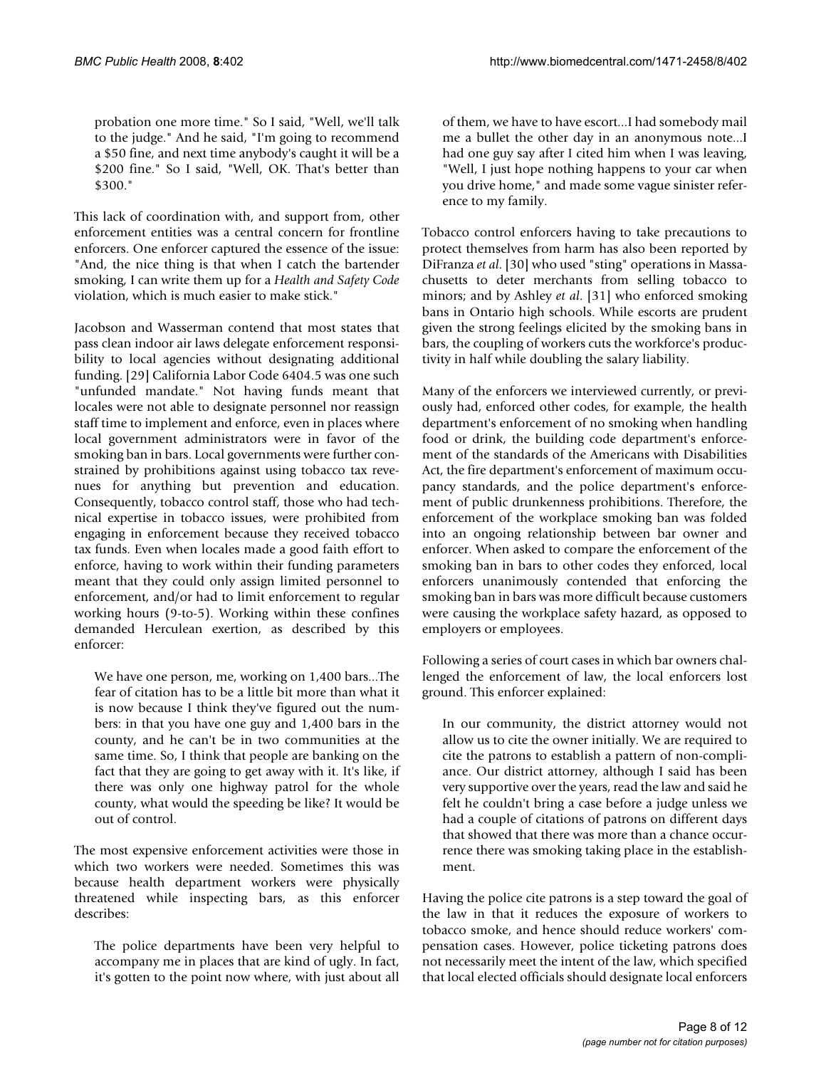> probation one more time." So I said, "Well, we'll talk to the judge." And he said, "I'm going to recommend a $50 fine, and next time anybody's caught it will be a $200 fine." So I said, "Well, OK. That's better than $300."

This lack of coordination with, and support from, other enforcement entities was a central concern for frontline enforcers. One enforcer captured the essence of the issue: "And, the nice thing is that when I catch the bartender smoking, I can write them up for a *Health and Safety Code* violation, which is much easier to make stick."

Jacobson and Wasserman contend that most states that pass clean indoor air laws delegate enforcement responsibility to local agencies without designating additional funding. [29] California Labor Code 6404.5 was one such "unfunded mandate." Not having funds meant that locales were not able to designate personnel nor reassign staff time to implement and enforce, even in places where local government administrators were in favor of the smoking ban in bars. Local governments were further constrained by prohibitions against using tobacco tax revenues for anything but prevention and education. Consequently, tobacco control staff, those who had technical expertise in tobacco issues, were prohibited from engaging in enforcement because they received tobacco tax funds. Even when locales made a good faith effort to enforce, having to work within their funding parameters meant that they could only assign limited personnel to enforcement, and/or had to limit enforcement to regular working hours (9-to-5). Working within these confines demanded Herculean exertion, as described by this enforcer:

> We have one person, me, working on 1,400 bars...The fear of citation has to be a little bit more than what it is now because I think they've figured out the numbers: in that you have one guy and 1,400 bars in the county, and he can't be in two communities at the same time. So, I think that people are banking on the fact that they are going to get away with it. It's like, if there was only one highway patrol for the whole county, what would the speeding be like? It would be out of control.

The most expensive enforcement activities were those in which two workers were needed. Sometimes this was because health department workers were physically threatened while inspecting bars, as this enforcer describes:

> The police departments have been very helpful to accompany me in places that are kind of ugly. In fact, it's gotten to the point now where, with just about all of them, we have to have escort...I had somebody mail me a bullet the other day in an anonymous note...I had one guy say after I cited him when I was leaving, "Well, I just hope nothing happens to your car when you drive home," and made some vague sinister reference to my family.

Tobacco control enforcers having to take precautions to protect themselves from harm has also been reported by DiFranza *et al*. [30] who used "sting" operations in Massachusetts to deter merchants from selling tobacco to minors; and by Ashley *et al*. [31] who enforced smoking bans in Ontario high schools. While escorts are prudent given the strong feelings elicited by the smoking bans in bars, the coupling of workers cuts the workforce's productivity in half while doubling the salary liability.

Many of the enforcers we interviewed currently, or previously had, enforced other codes, for example, the health department's enforcement of no smoking when handling food or drink, the building code department's enforcement of the standards of the Americans with Disabilities Act, the fire department's enforcement of maximum occupancy standards, and the police department's enforcement of public drunkenness prohibitions. Therefore, the enforcement of the workplace smoking ban was folded into an ongoing relationship between bar owner and enforcer. When asked to compare the enforcement of the smoking ban in bars to other codes they enforced, local enforcers unanimously contended that enforcing the smoking ban in bars was more difficult because customers were causing the workplace safety hazard, as opposed to employers or employees.

Following a series of court cases in which bar owners challenged the enforcement of law, the local enforcers lost ground. This enforcer explained:

> In our community, the district attorney would not allow us to cite the owner initially. We are required to cite the patrons to establish a pattern of non-compliance. Our district attorney, although I said has been very supportive over the years, read the law and said he felt he couldn't bring a case before a judge unless we had a couple of citations of patrons on different days that showed that there was more than a chance occurrence there was smoking taking place in the establishment.

Having the police cite patrons is a step toward the goal of the law in that it reduces the exposure of workers to tobacco smoke, and hence should reduce workers' compensation cases. However, police ticketing patrons does not necessarily meet the intent of the law, which specified that local elected officials should designate local enforcers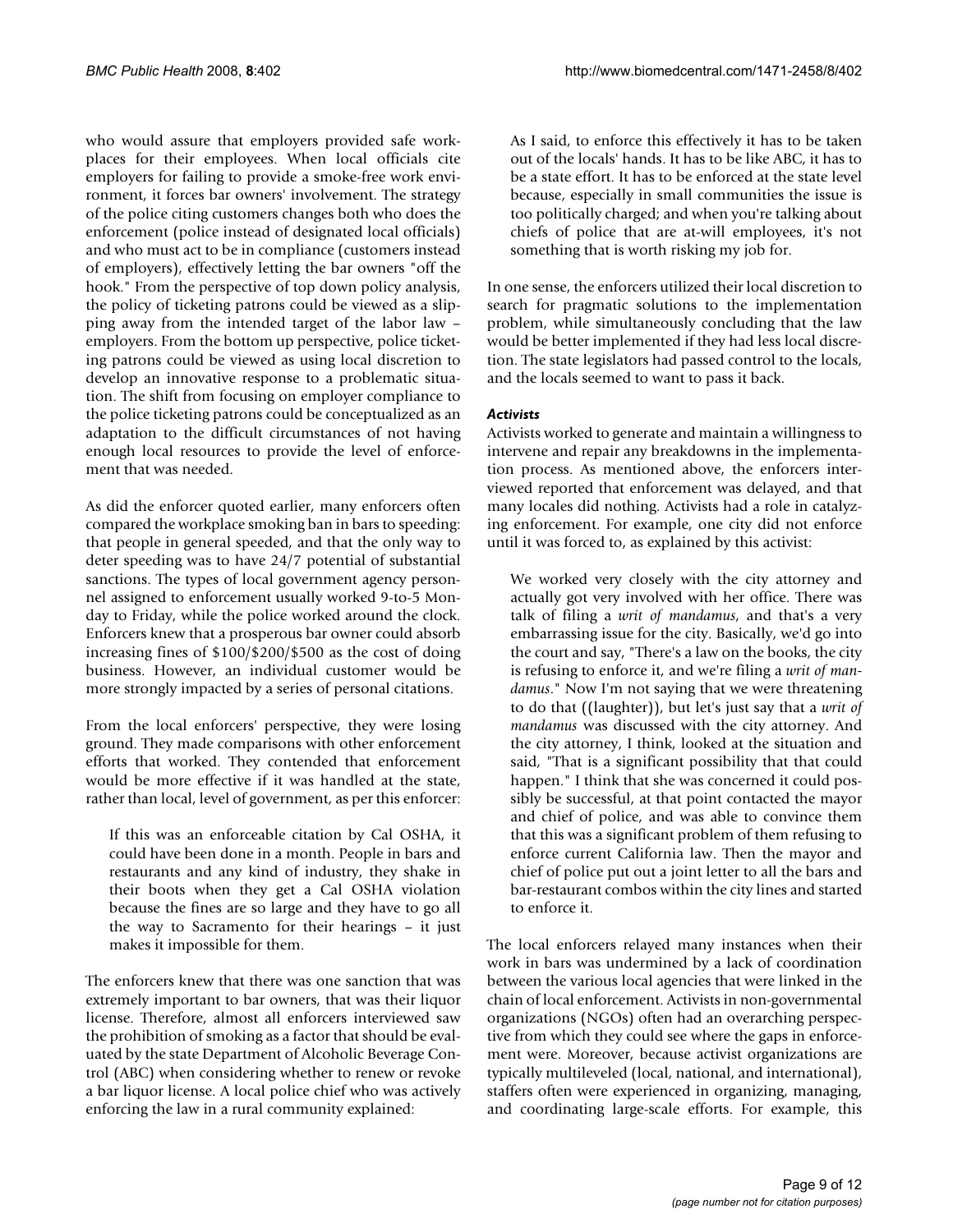who would assure that employers provided safe workplaces for their employees. When local officials cite employers for failing to provide a smoke-free work environment, it forces bar owners' involvement. The strategy of the police citing customers changes both who does the enforcement (police instead of designated local officials) and who must act to be in compliance (customers instead of employers), effectively letting the bar owners "off the hook." From the perspective of top down policy analysis, the policy of ticketing patrons could be viewed as a slipping away from the intended target of the labor law – employers. From the bottom up perspective, police ticketing patrons could be viewed as using local discretion to develop an innovative response to a problematic situation. The shift from focusing on employer compliance to the police ticketing patrons could be conceptualized as an adaptation to the difficult circumstances of not having enough local resources to provide the level of enforcement that was needed.

As did the enforcer quoted earlier, many enforcers often compared the workplace smoking ban in bars to speeding: that people in general speeded, and that the only way to deter speeding was to have 24/7 potential of substantial sanctions. The types of local government agency personnel assigned to enforcement usually worked 9-to-5 Monday to Friday, while the police worked around the clock. Enforcers knew that a prosperous bar owner could absorb increasing fines of $100/$200/$500 as the cost of doing business. However, an individual customer would be more strongly impacted by a series of personal citations.

From the local enforcers' perspective, they were losing ground. They made comparisons with other enforcement efforts that worked. They contended that enforcement would be more effective if it was handled at the state, rather than local, level of government, as per this enforcer:

> If this was an enforceable citation by Cal OSHA, it could have been done in a month. People in bars and restaurants and any kind of industry, they shake in their boots when they get a Cal OSHA violation because the fines are so large and they have to go all the way to Sacramento for their hearings – it just makes it impossible for them.

The enforcers knew that there was one sanction that was extremely important to bar owners, that was their liquor license. Therefore, almost all enforcers interviewed saw the prohibition of smoking as a factor that should be evaluated by the state Department of Alcoholic Beverage Control (ABC) when considering whether to renew or revoke a bar liquor license. A local police chief who was actively enforcing the law in a rural community explained:

> As I said, to enforce this effectively it has to be taken out of the locals' hands. It has to be like ABC, it has to be a state effort. It has to be enforced at the state level because, especially in small communities the issue is too politically charged; and when you're talking about chiefs of police that are at-will employees, it's not something that is worth risking my job for.

In one sense, the enforcers utilized their local discretion to search for pragmatic solutions to the implementation problem, while simultaneously concluding that the law would be better implemented if they had less local discretion. The state legislators had passed control to the locals, and the locals seemed to want to pass it back.

### *Activists*

Activists worked to generate and maintain a willingness to intervene and repair any breakdowns in the implementation process. As mentioned above, the enforcers interviewed reported that enforcement was delayed, and that many locales did nothing. Activists had a role in catalyzing enforcement. For example, one city did not enforce until it was forced to, as explained by this activist:

> We worked very closely with the city attorney and actually got very involved with her office. There was talk of filing a *writ of mandamus*, and that's a very embarrassing issue for the city. Basically, we'd go into the court and say, "There's a law on the books, the city is refusing to enforce it, and we're filing a *writ of mandamus*." Now I'm not saying that we were threatening to do that ((laughter)), but let's just say that a *writ of mandamus* was discussed with the city attorney. And the city attorney, I think, looked at the situation and said, "That is a significant possibility that that could happen." I think that she was concerned it could possibly be successful, at that point contacted the mayor and chief of police, and was able to convince them that this was a significant problem of them refusing to enforce current California law. Then the mayor and chief of police put out a joint letter to all the bars and bar-restaurant combos within the city lines and started to enforce it.

The local enforcers relayed many instances when their work in bars was undermined by a lack of coordination between the various local agencies that were linked in the chain of local enforcement. Activists in non-governmental organizations (NGOs) often had an overarching perspective from which they could see where the gaps in enforcement were. Moreover, because activist organizations are typically multileveled (local, national, and international), staffers often were experienced in organizing, managing, and coordinating large-scale efforts. For example, this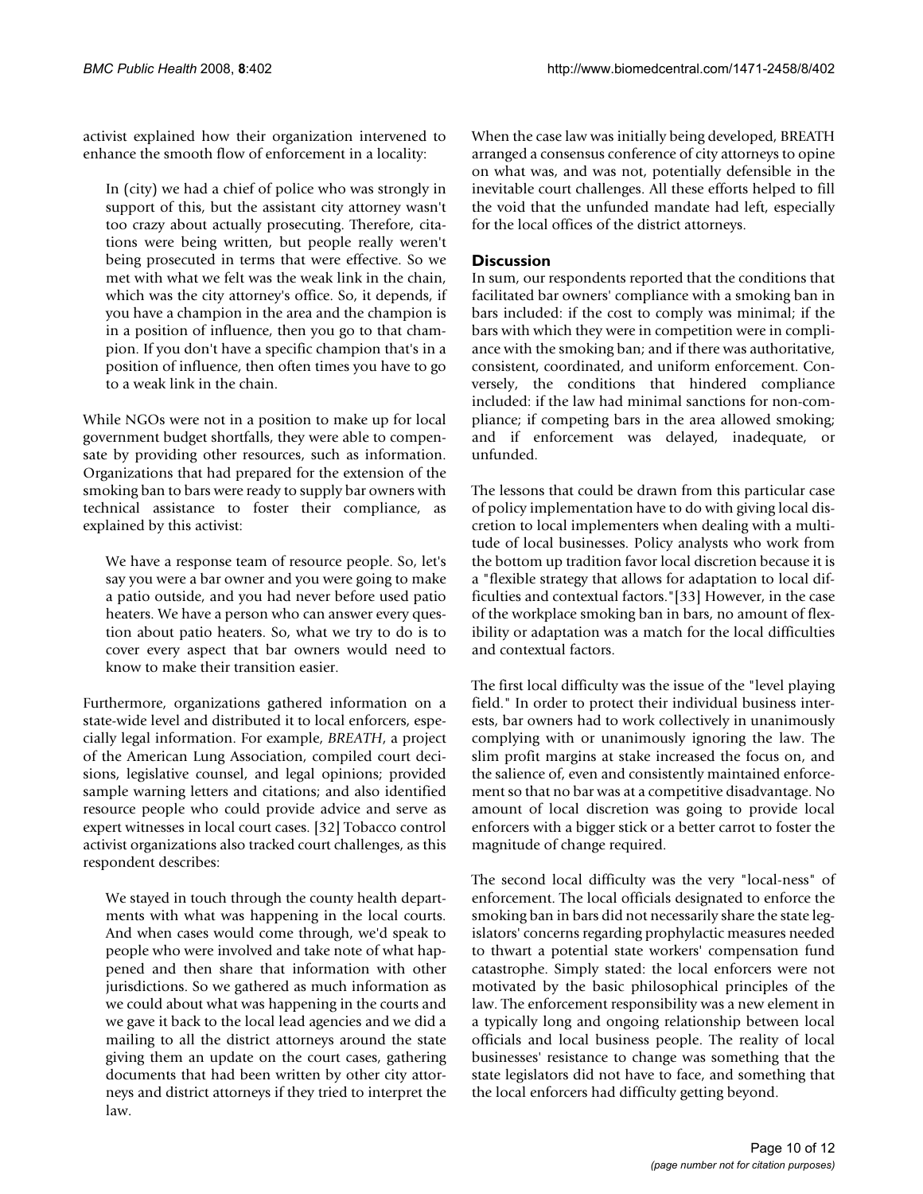activist explained how their organization intervened to enhance the smooth flow of enforcement in a locality:

> In (city) we had a chief of police who was strongly in support of this, but the assistant city attorney wasn't too crazy about actually prosecuting. Therefore, citations were being written, but people really weren't being prosecuted in terms that were effective. So we met with what we felt was the weak link in the chain, which was the city attorney's office. So, it depends, if you have a champion in the area and the champion is in a position of influence, then you go to that champion. If you don't have a specific champion that's in a position of influence, then often times you have to go to a weak link in the chain.

While NGOs were not in a position to make up for local government budget shortfalls, they were able to compensate by providing other resources, such as information. Organizations that had prepared for the extension of the smoking ban to bars were ready to supply bar owners with technical assistance to foster their compliance, as explained by this activist:

> We have a response team of resource people. So, let's say you were a bar owner and you were going to make a patio outside, and you had never before used patio heaters. We have a person who can answer every question about patio heaters. So, what we try to do is to cover every aspect that bar owners would need to know to make their transition easier.

Furthermore, organizations gathered information on a state-wide level and distributed it to local enforcers, especially legal information. For example, *BREATH*, a project of the American Lung Association, compiled court decisions, legislative counsel, and legal opinions; provided sample warning letters and citations; and also identified resource people who could provide advice and serve as expert witnesses in local court cases. [32] Tobacco control activist organizations also tracked court challenges, as this respondent describes:

> We stayed in touch through the county health departments with what was happening in the local courts. And when cases would come through, we'd speak to people who were involved and take note of what happened and then share that information with other jurisdictions. So we gathered as much information as we could about what was happening in the courts and we gave it back to the local lead agencies and we did a mailing to all the district attorneys around the state giving them an update on the court cases, gathering documents that had been written by other city attorneys and district attorneys if they tried to interpret the law.

When the case law was initially being developed, BREATH arranged a consensus conference of city attorneys to opine on what was, and was not, potentially defensible in the inevitable court challenges. All these efforts helped to fill the void that the unfunded mandate had left, especially for the local offices of the district attorneys.

## Discussion

In sum, our respondents reported that the conditions that facilitated bar owners' compliance with a smoking ban in bars included: if the cost to comply was minimal; if the bars with which they were in competition were in compliance with the smoking ban; and if there was authoritative, consistent, coordinated, and uniform enforcement. Conversely, the conditions that hindered compliance included: if the law had minimal sanctions for non-compliance; if competing bars in the area allowed smoking; and if enforcement was delayed, inadequate, or unfunded.

The lessons that could be drawn from this particular case of policy implementation have to do with giving local discretion to local implementers when dealing with a multitude of local businesses. Policy analysts who work from the bottom up tradition favor local discretion because it is a "flexible strategy that allows for adaptation to local difficulties and contextual factors."[33] However, in the case of the workplace smoking ban in bars, no amount of flexibility or adaptation was a match for the local difficulties and contextual factors.

The first local difficulty was the issue of the "level playing field." In order to protect their individual business interests, bar owners had to work collectively in unanimously complying with or unanimously ignoring the law. The slim profit margins at stake increased the focus on, and the salience of, even and consistently maintained enforcement so that no bar was at a competitive disadvantage. No amount of local discretion was going to provide local enforcers with a bigger stick or a better carrot to foster the magnitude of change required.

The second local difficulty was the very "local-ness" of enforcement. The local officials designated to enforce the smoking ban in bars did not necessarily share the state legislators' concerns regarding prophylactic measures needed to thwart a potential state workers' compensation fund catastrophe. Simply stated: the local enforcers were not motivated by the basic philosophical principles of the law. The enforcement responsibility was a new element in a typically long and ongoing relationship between local officials and local business people. The reality of local businesses' resistance to change was something that the state legislators did not have to face, and something that the local enforcers had difficulty getting beyond.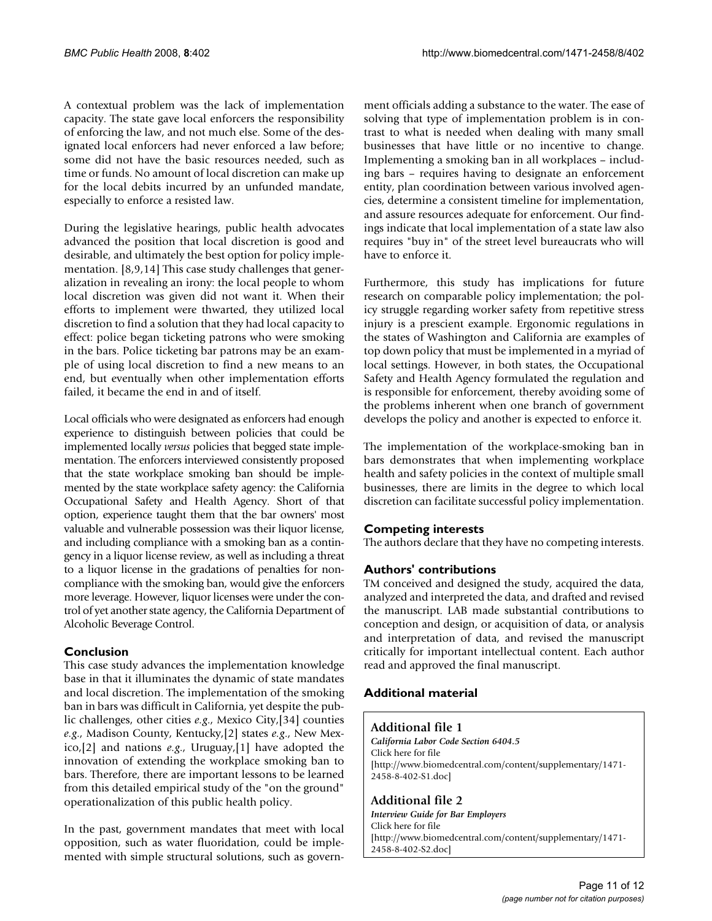A contextual problem was the lack of implementation capacity. The state gave local enforcers the responsibility of enforcing the law, and not much else. Some of the designated local enforcers had never enforced a law before; some did not have the basic resources needed, such as time or funds. No amount of local discretion can make up for the local debits incurred by an unfunded mandate, especially to enforce a resisted law.

During the legislative hearings, public health advocates advanced the position that local discretion is good and desirable, and ultimately the best option for policy implementation. [8,9,14] This case study challenges that generalization in revealing an irony: the local people to whom local discretion was given did not want it. When their efforts to implement were thwarted, they utilized local discretion to find a solution that they had local capacity to effect: police began ticketing patrons who were smoking in the bars. Police ticketing bar patrons may be an example of using local discretion to find a new means to an end, but eventually when other implementation efforts failed, it became the end in and of itself.

Local officials who were designated as enforcers had enough experience to distinguish between policies that could be implemented locally *versus* policies that begged state implementation. The enforcers interviewed consistently proposed that the state workplace smoking ban should be implemented by the state workplace safety agency: the California Occupational Safety and Health Agency. Short of that option, experience taught them that the bar owners' most valuable and vulnerable possession was their liquor license, and including compliance with a smoking ban as a contingency in a liquor license review, as well as including a threat to a liquor license in the gradations of penalties for noncompliance with the smoking ban, would give the enforcers more leverage. However, liquor licenses were under the control of yet another state agency, the California Department of Alcoholic Beverage Control.

## Conclusion

This case study advances the implementation knowledge base in that it illuminates the dynamic of state mandates and local discretion. The implementation of the smoking ban in bars was difficult in California, yet despite the public challenges, other cities *e.g.*, Mexico City,[34] counties *e.g.*, Madison County, Kentucky,[2] states *e.g.*, New Mexico,[2] and nations *e.g.*, Uruguay,[1] have adopted the innovation of extending the workplace smoking ban to bars. Therefore, there are important lessons to be learned from this detailed empirical study of the "on the ground" operationalization of this public health policy.

In the past, government mandates that meet with local opposition, such as water fluoridation, could be implemented with simple structural solutions, such as government officials adding a substance to the water. The ease of solving that type of implementation problem is in contrast to what is needed when dealing with many small businesses that have little or no incentive to change. Implementing a smoking ban in all workplaces – including bars – requires having to designate an enforcement entity, plan coordination between various involved agencies, determine a consistent timeline for implementation, and assure resources adequate for enforcement. Our findings indicate that local implementation of a state law also requires "buy in" of the street level bureaucrats who will have to enforce it.

Furthermore, this study has implications for future research on comparable policy implementation; the policy struggle regarding worker safety from repetitive stress injury is a prescient example. Ergonomic regulations in the states of Washington and California are examples of top down policy that must be implemented in a myriad of local settings. However, in both states, the Occupational Safety and Health Agency formulated the regulation and is responsible for enforcement, thereby avoiding some of the problems inherent when one branch of government develops the policy and another is expected to enforce it.

The implementation of the workplace-smoking ban in bars demonstrates that when implementing workplace health and safety policies in the context of multiple small businesses, there are limits in the degree to which local discretion can facilitate successful policy implementation.

## Competing interests

The authors declare that they have no competing interests.

## Authors' contributions

TM conceived and designed the study, acquired the data, analyzed and interpreted the data, and drafted and revised the manuscript. LAB made substantial contributions to conception and design, or acquisition of data, or analysis and interpretation of data, and revised the manuscript critically for important intellectual content. Each author read and approved the final manuscript.

## Additional material

### Additional file 1

*California Labor Code Section 6404.5*
Click here for file
[http://www.biomedcentral.com/content/supplementary/1471-2458-8-402-S1.doc]

### Additional file 2

*Interview Guide for Bar Employers*
Click here for file
[http://www.biomedcentral.com/content/supplementary/1471-2458-8-402-S2.doc]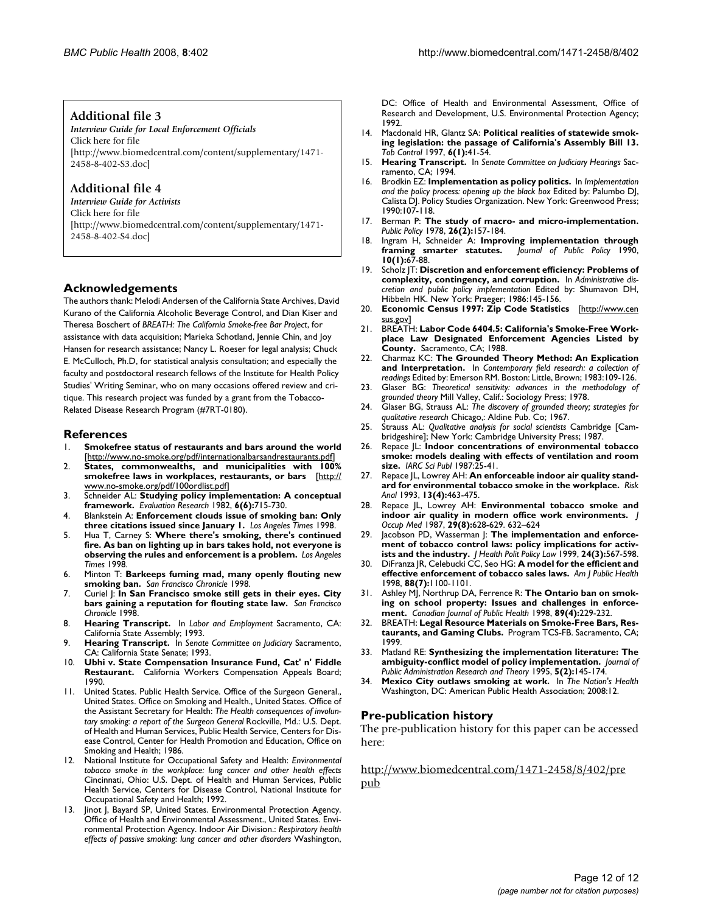## Additional file 3

*Interview Guide for Local Enforcement Officials*
Click here for file
[http://www.biomedcentral.com/content/supplementary/1471-2458-8-402-S3.doc]

## Additional file 4

*Interview Guide for Activists*
Click here for file
[http://www.biomedcentral.com/content/supplementary/1471-2458-8-402-S4.doc]

## Acknowledgements

The authors thank: Melodi Andersen of the California State Archives, David Kurano of the California Alcoholic Beverage Control, and Dian Kiser and Theresa Boschert of *BREATH: The California Smoke-free Bar Project*, for assistance with data acquisition; Marieka Schotland, Jennie Chin, and Joy Hansen for research assistance; Nancy L. Roeser for legal analysis; Chuck E. McCulloch, Ph.D, for statistical analysis consultation; and especially the faculty and postdoctoral research fellows of the Institute for Health Policy Studies' Writing Seminar, who on many occasions offered review and critique. This research project was funded by a grant from the Tobacco-Related Disease Research Program (#7RT-0180).

## References

1. **Smokefree status of restaurants and bars around the world** [http://www.no-smoke.org/pdf/internationalbarsandrestaurants.pdf]
2. **States, commonwealths, and municipalities with 100% smokefree laws in workplaces, restaurants, or bars** [http://www.no-smoke.org/pdf/100ordlist.pdf]
3. Schneider AL: **Studying policy implementation: A conceptual framework.** *Evaluation Research* 1982, **6(6):**715-730.
4. Blankstein A: **Enforcement clouds issue of smoking ban: Only three citations issued since January 1.** *Los Angeles Times* 1998.
5. Hua T, Carney S: **Where there's smoking, there's continued fire. As ban on lighting up in bars takes hold, not everyone is observing the rules and enforcement is a problem.** *Los Angeles Times* 1998.
6. Minton T: **Barkeeps fuming mad, many openly flouting new smoking ban.** *San Francisco Chronicle* 1998.
7. Curiel J: **In San Francisco smoke still gets in their eyes. City bars gaining a reputation for flouting state law.** *San Francisco Chronicle* 1998.
8. **Hearing Transcript.** In *Labor and Employment* Sacramento, CA: California State Assembly; 1993.
9. **Hearing Transcript.** In *Senate Committee on Judiciary* Sacramento, CA: California State Senate; 1993.
10. **Ubhi v. State Compensation Insurance Fund, Cat' n' Fiddle Restaurant.** California Workers Compensation Appeals Board; 1990.
11. United States. Public Health Service. Office of the Surgeon General., United States. Office on Smoking and Health., United States. Office of the Assistant Secretary for Health: *The Health consequences of involuntary smoking: a report of the Surgeon General* Rockville, Md.: U.S. Dept. of Health and Human Services, Public Health Service, Centers for Disease Control, Center for Health Promotion and Education, Office on Smoking and Health; 1986.
12. National Institute for Occupational Safety and Health: *Environmental tobacco smoke in the workplace: lung cancer and other health effects* Cincinnati, Ohio: U.S. Dept. of Health and Human Services, Public Health Service, Centers for Disease Control, National Institute for Occupational Safety and Health; 1992.
13. Jinot J, Bayard SP, United States. Environmental Protection Agency. Office of Health and Environmental Assessment., United States. Environmental Protection Agency. Indoor Air Division.: *Respiratory health effects of passive smoking: lung cancer and other disorders* Washington, DC: Office of Health and Environmental Assessment, Office of Research and Development, U.S. Environmental Protection Agency; 1992.
14. Macdonald HR, Glantz SA: **Political realities of statewide smoking legislation: the passage of California's Assembly Bill 13.** *Tob Control* 1997, **6(1):**41-54.
15. **Hearing Transcript.** In *Senate Committee on Judiciary Hearings* Sacramento, CA; 1994.
16. Brodkin EZ: **Implementation as policy politics.** In *Implementation and the policy process: opening up the black box* Edited by: Palumbo DJ, Calista DJ. Policy Studies Organization. New York: Greenwood Press; 1990:107-118.
17. Berman P: **The study of macro- and micro-implementation.** *Public Policy* 1978, **26(2):**157-184.
18. Ingram H, Schneider A: **Improving implementation through framing smarter statutes.** *Journal of Public Policy* 1990, **10(1):**67-88.
19. Scholz JT: **Discretion and enforcement efficiency: Problems of complexity, contingency, and corruption.** In *Administrative discretion and public policy implementation* Edited by: Shumavon DH, Hibbeln HK. New York: Praeger; 1986:145-156.
20. **Economic Census 1997: Zip Code Statistics** [http://www.census.gov]
21. BREATH: **Labor Code 6404.5: California's Smoke-Free Workplace Law Designated Enforcement Agencies Listed by County.** Sacramento, CA; 1988.
22. Charmaz KC: **The Grounded Theory Method: An Explication and Interpretation.** In *Contemporary field research: a collection of readings* Edited by: Emerson RM. Boston: Little, Brown; 1983:109-126.
23. Glaser BG: *Theoretical sensitivity: advances in the methodology of grounded theory* Mill Valley, Calif.: Sociology Press; 1978.
24. Glaser BG, Strauss AL: *The discovery of grounded theory; strategies for qualitative research* Chicago,: Aldine Pub. Co; 1967.
25. Strauss AL: *Qualitative analysis for social scientists* Cambridge [Cambridgeshire]; New York: Cambridge University Press; 1987.
26. Repace JL: **Indoor concentrations of environmental tobacco smoke: models dealing with effects of ventilation and room size.** *IARC Sci Publ* 1987:25-41.
27. Repace JL, Lowrey AH: **An enforceable indoor air quality standard for environmental tobacco smoke in the workplace.** *Risk Anal* 1993, **13(4):**463-475.
28. Repace JL, Lowrey AH: **Environmental tobacco smoke and indoor air quality in modern office work environments.** *J Occup Med* 1987, **29(8):**628-629. 632–624
29. Jacobson PD, Wasserman J: **The implementation and enforcement of tobacco control laws: policy implications for activists and the industry.** *J Health Polit Policy Law* 1999, **24(3):**567-598.
30. DiFranza JR, Celebucki CC, Seo HG: **A model for the efficient and effective enforcement of tobacco sales laws.** *Am J Public Health* 1998, **88(7):**1100-1101.
31. Ashley MJ, Northrup DA, Ferrence R: **The Ontario ban on smoking on school property: Issues and challenges in enforcement.** *Canadian Journal of Public Health* 1998, **89(4):**229-232.
32. BREATH: **Legal Resource Materials on Smoke-Free Bars, Restaurants, and Gaming Clubs.** Program TCS-FB. Sacramento, CA; 1999.
33. Matland RE: **Synthesizing the implementation literature: The ambiguity-conflict model of policy implementation.** *Journal of Public Administration Research and Theory* 1995, **5(2):**145-174.
34. **Mexico City outlaws smoking at work.** In *The Nation's Health* Washington, DC: American Public Health Association; 2008:12.

## Pre-publication history

The pre-publication history for this paper can be accessed here:

http://www.biomedcentral.com/1471-2458/8/402/prepub